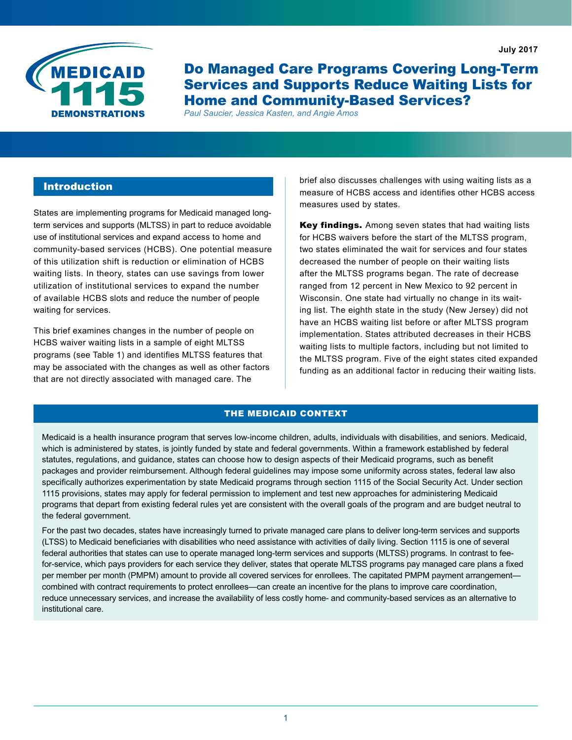July 2017

# Do Managed Care Programs Covering Long-Term Services and Supports Reduce Waiting Lists for Home and Community-Based Services?

*Paul Saucier, Jessica Kasten, and Angie Amos*

## Introduction

States are implementing programs for Medicaid managed long-term services and supports (MLTSS) in part to reduce avoidable use of institutional services and expand access to home and community-based services (HCBS). One potential measure of this utilization shift is reduction or elimination of HCBS waiting lists. In theory, states can use savings from lower utilization of institutional services to expand the number of available HCBS slots and reduce the number of people waiting for services.

This brief examines changes in the number of people on HCBS waiver waiting lists in a sample of eight MLTSS programs (see Table 1) and identifies MLTSS features that may be associated with the changes as well as other factors that are not directly associated with managed care. The brief also discusses challenges with using waiting lists as a measure of HCBS access and identifies other HCBS access measures used by states.

**Key findings.** Among seven states that had waiting lists for HCBS waivers before the start of the MLTSS program, two states eliminated the wait for services and four states decreased the number of people on their waiting lists after the MLTSS programs began. The rate of decrease ranged from 12 percent in New Mexico to 92 percent in Wisconsin. One state had virtually no change in its waiting list. The eighth state in the study (New Jersey) did not have an HCBS waiting list before or after MLTSS program implementation. States attributed decreases in their HCBS waiting lists to multiple factors, including but not limited to the MLTSS program. Five of the eight states cited expanded funding as an additional factor in reducing their waiting lists.

## THE MEDICAID CONTEXT

Medicaid is a health insurance program that serves low-income children, adults, individuals with disabilities, and seniors. Medicaid, which is administered by states, is jointly funded by state and federal governments. Within a framework established by federal statutes, regulations, and guidance, states can choose how to design aspects of their Medicaid programs, such as benefit packages and provider reimbursement. Although federal guidelines may impose some uniformity across states, federal law also specifically authorizes experimentation by state Medicaid programs through section 1115 of the Social Security Act. Under section 1115 provisions, states may apply for federal permission to implement and test new approaches for administering Medicaid programs that depart from existing federal rules yet are consistent with the overall goals of the program and are budget neutral to the federal government.

For the past two decades, states have increasingly turned to private managed care plans to deliver long-term services and supports (LTSS) to Medicaid beneficiaries with disabilities who need assistance with activities of daily living. Section 1115 is one of several federal authorities that states can use to operate managed long-term services and supports (MLTSS) programs. In contrast to fee-for-service, which pays providers for each service they deliver, states that operate MLTSS programs pay managed care plans a fixed per member per month (PMPM) amount to provide all covered services for enrollees. The capitated PMPM payment arrangement—combined with contract requirements to protect enrollees—can create an incentive for the plans to improve care coordination, reduce unnecessary services, and increase the availability of less costly home- and community-based services as an alternative to institutional care.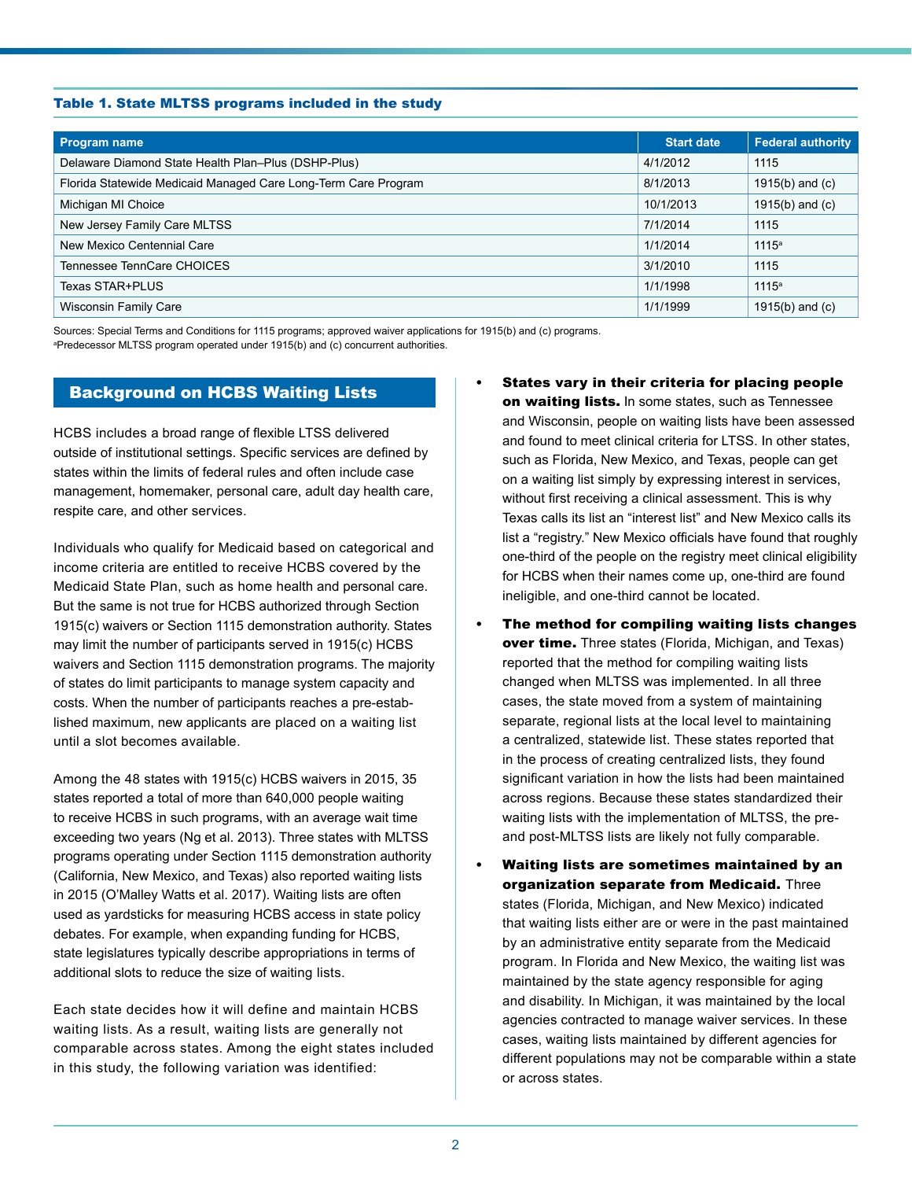**Table 1. State MLTSS programs included in the study**

| Program name | Start date | Federal authority |
| --- | --- | --- |
| Delaware Diamond State Health Plan–Plus (DSHP-Plus) | 4/1/2012 | 1115 |
| Florida Statewide Medicaid Managed Care Long-Term Care Program | 8/1/2013 | 1915(b) and (c) |
| Michigan MI Choice | 10/1/2013 | 1915(b) and (c) |
| New Jersey Family Care MLTSS | 7/1/2014 | 1115 |
| New Mexico Centennial Care | 1/1/2014 | 1115[a] |
| Tennessee TennCare CHOICES | 3/1/2010 | 1115 |
| Texas STAR+PLUS | 1/1/1998 | 1115[a] |
| Wisconsin Family Care | 1/1/1999 | 1915(b) and (c) |

Sources: Special Terms and Conditions for 1115 programs; approved waiver applications for 1915(b) and (c) programs.
[a]Predecessor MLTSS program operated under 1915(b) and (c) concurrent authorities.

## Background on HCBS Waiting Lists

HCBS includes a broad range of flexible LTSS delivered outside of institutional settings. Specific services are defined by states within the limits of federal rules and often include case management, homemaker, personal care, adult day health care, respite care, and other services.

Individuals who qualify for Medicaid based on categorical and income criteria are entitled to receive HCBS covered by the Medicaid State Plan, such as home health and personal care. But the same is not true for HCBS authorized through Section 1915(c) waivers or Section 1115 demonstration authority. States may limit the number of participants served in 1915(c) HCBS waivers and Section 1115 demonstration programs. The majority of states do limit participants to manage system capacity and costs. When the number of participants reaches a pre-established maximum, new applicants are placed on a waiting list until a slot becomes available.

Among the 48 states with 1915(c) HCBS waivers in 2015, 35 states reported a total of more than 640,000 people waiting to receive HCBS in such programs, with an average wait time exceeding two years (Ng et al. 2013). Three states with MLTSS programs operating under Section 1115 demonstration authority (California, New Mexico, and Texas) also reported waiting lists in 2015 (O'Malley Watts et al. 2017). Waiting lists are often used as yardsticks for measuring HCBS access in state policy debates. For example, when expanding funding for HCBS, state legislatures typically describe appropriations in terms of additional slots to reduce the size of waiting lists.

Each state decides how it will define and maintain HCBS waiting lists. As a result, waiting lists are generally not comparable across states. Among the eight states included in this study, the following variation was identified:

- **States vary in their criteria for placing people on waiting lists.** In some states, such as Tennessee and Wisconsin, people on waiting lists have been assessed and found to meet clinical criteria for LTSS. In other states, such as Florida, New Mexico, and Texas, people can get on a waiting list simply by expressing interest in services, without first receiving a clinical assessment. This is why Texas calls its list an "interest list" and New Mexico calls its list a "registry." New Mexico officials have found that roughly one-third of the people on the registry meet clinical eligibility for HCBS when their names come up, one-third are found ineligible, and one-third cannot be located.
- **The method for compiling waiting lists changes over time.** Three states (Florida, Michigan, and Texas) reported that the method for compiling waiting lists changed when MLTSS was implemented. In all three cases, the state moved from a system of maintaining separate, regional lists at the local level to maintaining a centralized, statewide list. These states reported that in the process of creating centralized lists, they found significant variation in how the lists had been maintained across regions. Because these states standardized their waiting lists with the implementation of MLTSS, the pre- and post-MLTSS lists are likely not fully comparable.
- **Waiting lists are sometimes maintained by an organization separate from Medicaid.** Three states (Florida, Michigan, and New Mexico) indicated that waiting lists either are or were in the past maintained by an administrative entity separate from the Medicaid program. In Florida and New Mexico, the waiting list was maintained by the state agency responsible for aging and disability. In Michigan, it was maintained by the local agencies contracted to manage waiver services. In these cases, waiting lists maintained by different agencies for different populations may not be comparable within a state or across states.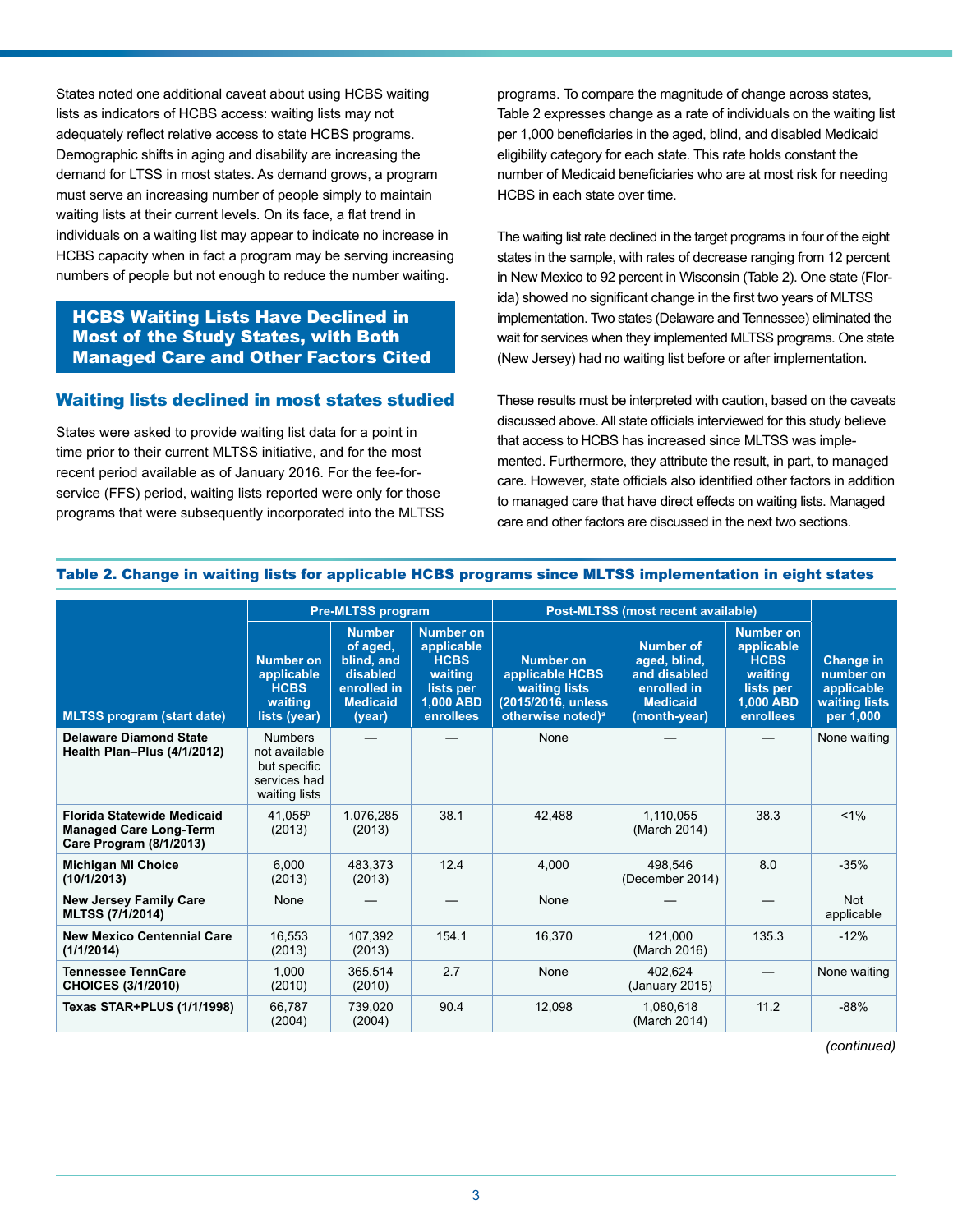States noted one additional caveat about using HCBS waiting lists as indicators of HCBS access: waiting lists may not adequately reflect relative access to state HCBS programs. Demographic shifts in aging and disability are increasing the demand for LTSS in most states. As demand grows, a program must serve an increasing number of people simply to maintain waiting lists at their current levels. On its face, a flat trend in individuals on a waiting list may appear to indicate no increase in HCBS capacity when in fact a program may be serving increasing numbers of people but not enough to reduce the number waiting.

## HCBS Waiting Lists Have Declined in Most of the Study States, with Both Managed Care and Other Factors Cited

### Waiting lists declined in most states studied

States were asked to provide waiting list data for a point in time prior to their current MLTSS initiative, and for the most recent period available as of January 2016. For the fee-for-service (FFS) period, waiting lists reported were only for those programs that were subsequently incorporated into the MLTSS programs. To compare the magnitude of change across states, Table 2 expresses change as a rate of individuals on the waiting list per 1,000 beneficiaries in the aged, blind, and disabled Medicaid eligibility category for each state. This rate holds constant the number of Medicaid beneficiaries who are at most risk for needing HCBS in each state over time.

The waiting list rate declined in the target programs in four of the eight states in the sample, with rates of decrease ranging from 12 percent in New Mexico to 92 percent in Wisconsin (Table 2). One state (Florida) showed no significant change in the first two years of MLTSS implementation. Two states (Delaware and Tennessee) eliminated the wait for services when they implemented MLTSS programs. One state (New Jersey) had no waiting list before or after implementation.

These results must be interpreted with caution, based on the caveats discussed above. All state officials interviewed for this study believe that access to HCBS has increased since MLTSS was implemented. Furthermore, they attribute the result, in part, to managed care. However, state officials also identified other factors in addition to managed care that have direct effects on waiting lists. Managed care and other factors are discussed in the next two sections.

**Table 2. Change in waiting lists for applicable HCBS programs since MLTSS implementation in eight states**

| | Pre-MLTSS program | | | Post-MLTSS (most recent available) | | | |
|---|---|---|---|---|---|---|---|
| **MLTSS program (start date)** | **Number on applicable HCBS waiting lists (year)** | **Number of aged, blind, and disabled enrolled in Medicaid (year)** | **Number on applicable HCBS waiting lists per 1,000 ABD enrollees** | **Number on applicable HCBS waiting lists (2015/2016, unless otherwise noted)[a]** | **Number of aged, blind, and disabled enrolled in Medicaid (month-year)** | **Number on applicable HCBS waiting lists per 1,000 ABD enrollees** | **Change in number on applicable waiting lists per 1,000** |
| **Delaware Diamond State Health Plan–Plus (4/1/2012)** | Numbers not available but specific services had waiting lists | — | — | None | — | — | None waiting |
| **Florida Statewide Medicaid Managed Care Long-Term Care Program (8/1/2013)** | 41,055[b] (2013) | 1,076,285 (2013) | 38.1 | 42,488 | 1,110,055 (March 2014) | 38.3 | <1% |
| **Michigan MI Choice (10/1/2013)** | 6,000 (2013) | 483,373 (2013) | 12.4 | 4,000 | 498,546 (December 2014) | 8.0 | -35% |
| **New Jersey Family Care MLTSS (7/1/2014)** | None | — | — | None | — | — | Not applicable |
| **New Mexico Centennial Care (1/1/2014)** | 16,553 (2013) | 107,392 (2013) | 154.1 | 16,370 | 121,000 (March 2016) | 135.3 | -12% |
| **Tennessee TennCare CHOICES (3/1/2010)** | 1,000 (2010) | 365,514 (2010) | 2.7 | None | 402,624 (January 2015) | — | None waiting |
| **Texas STAR+PLUS (1/1/1998)** | 66,787 (2004) | 739,020 (2004) | 90.4 | 12,098 | 1,080,618 (March 2014) | 11.2 | -88% |

*(continued)*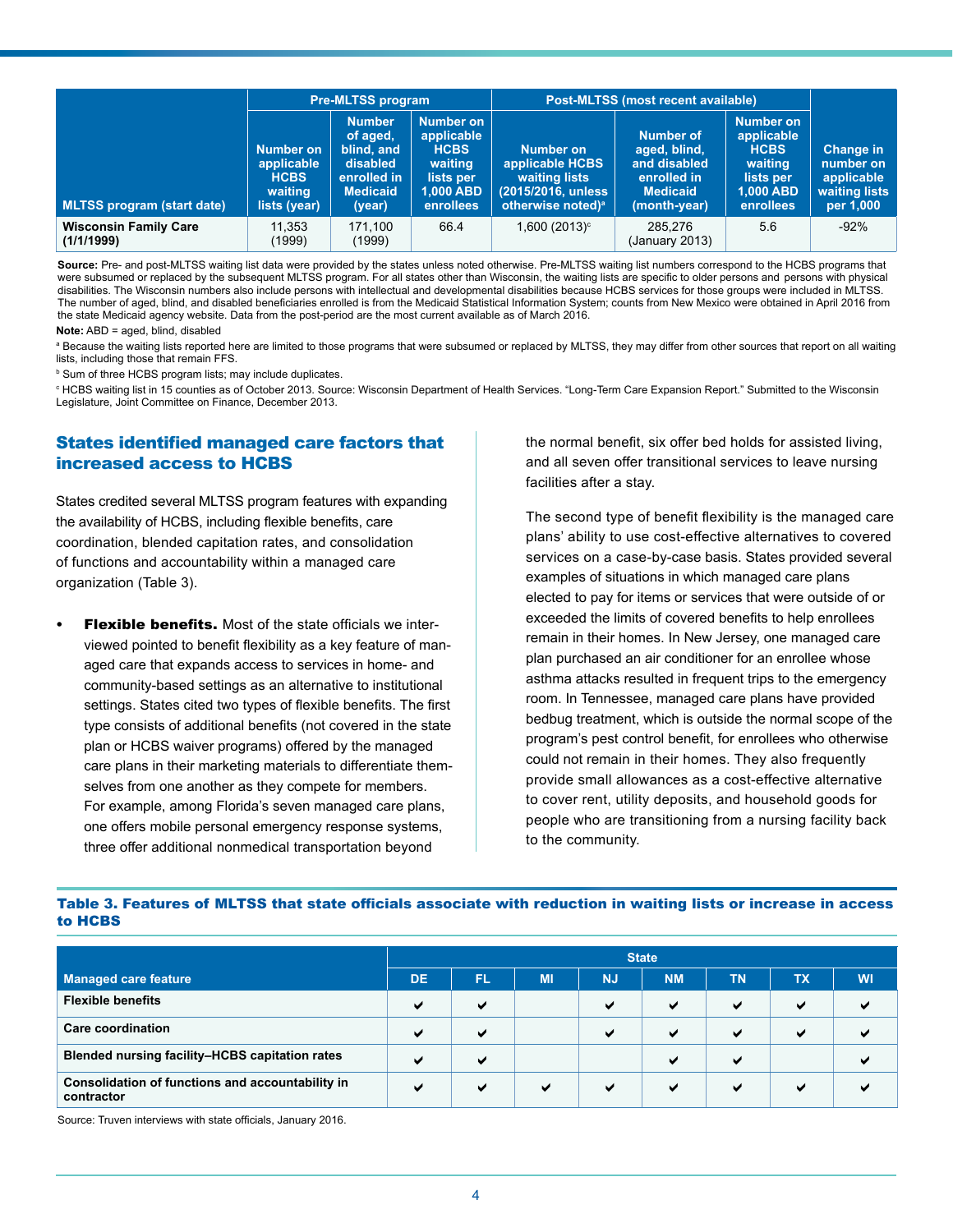| MLTSS program (start date) | Pre-MLTSS program | | | Post-MLTSS (most recent available) | | | Change in number on applicable waiting lists per 1,000 |
|---|---|---|---|---|---|---|---|
| | Number on applicable HCBS waiting lists (year) | Number of aged, blind, and disabled enrolled in Medicaid (year) | Number on applicable HCBS waiting lists per 1,000 ABD enrollees | Number on applicable HCBS waiting lists (2015/2016, unless otherwise noted)[a] | Number of aged, blind, and disabled enrolled in Medicaid (month-year) | Number on applicable HCBS waiting lists per 1,000 ABD enrollees | |
| **Wisconsin Family Care (1/1/1999)** | 11,353 (1999) | 171,100 (1999) | 66.4 | 1,600 (2013)[c] | 285,276 (January 2013) | 5.6 | -92% |

**Source:** Pre- and post-MLTSS waiting list data were provided by the states unless noted otherwise. Pre-MLTSS waiting list numbers correspond to the HCBS programs that were subsumed or replaced by the subsequent MLTSS program. For all states other than Wisconsin, the waiting lists are specific to older persons and persons with physical disabilities. The Wisconsin numbers also include persons with intellectual and developmental disabilities because HCBS services for those groups were included in MLTSS. The number of aged, blind, and disabled beneficiaries enrolled is from the Medicaid Statistical Information System; counts from New Mexico were obtained in April 2016 from the state Medicaid agency website. Data from the post-period are the most current available as of March 2016.

**Note:** ABD = aged, blind, disabled

[a] Because the waiting lists reported here are limited to those programs that were subsumed or replaced by MLTSS, they may differ from other sources that report on all waiting lists, including those that remain FFS.

[b] Sum of three HCBS program lists; may include duplicates.

[c] HCBS waiting list in 15 counties as of October 2013. Source: Wisconsin Department of Health Services. "Long-Term Care Expansion Report." Submitted to the Wisconsin Legislature, Joint Committee on Finance, December 2013.

## States identified managed care factors that increased access to HCBS

States credited several MLTSS program features with expanding the availability of HCBS, including flexible benefits, care coordination, blended capitation rates, and consolidation of functions and accountability within a managed care organization (Table 3).

- **Flexible benefits.** Most of the state officials we interviewed pointed to benefit flexibility as a key feature of managed care that expands access to services in home- and community-based settings as an alternative to institutional settings. States cited two types of flexible benefits. The first type consists of additional benefits (not covered in the state plan or HCBS waiver programs) offered by the managed care plans in their marketing materials to differentiate themselves from one another as they compete for members. For example, among Florida's seven managed care plans, one offers mobile personal emergency response systems, three offer additional nonmedical transportation beyond the normal benefit, six offer bed holds for assisted living, and all seven offer transitional services to leave nursing facilities after a stay.

  The second type of benefit flexibility is the managed care plans' ability to use cost-effective alternatives to covered services on a case-by-case basis. States provided several examples of situations in which managed care plans elected to pay for items or services that were outside of or exceeded the limits of covered benefits to help enrollees remain in their homes. In New Jersey, one managed care plan purchased an air conditioner for an enrollee whose asthma attacks resulted in frequent trips to the emergency room. In Tennessee, managed care plans have provided bedbug treatment, which is outside the normal scope of the program's pest control benefit, for enrollees who otherwise could not remain in their homes. They also frequently provide small allowances as a cost-effective alternative to cover rent, utility deposits, and household goods for people who are transitioning from a nursing facility back to the community.

**Table 3. Features of MLTSS that state officials associate with reduction in waiting lists or increase in access to HCBS**

| Managed care feature | DE | FL | MI | NJ | NM | TN | TX | WI |
|---|---|---|---|---|---|---|---|---|
| **Flexible benefits** | ✔ | ✔ | | ✔ | ✔ | ✔ | ✔ | ✔ |
| **Care coordination** | ✔ | ✔ | | ✔ | ✔ | ✔ | ✔ | ✔ |
| **Blended nursing facility–HCBS capitation rates** | ✔ | ✔ | | | ✔ | ✔ | | ✔ |
| **Consolidation of functions and accountability in contractor** | ✔ | ✔ | ✔ | ✔ | ✔ | ✔ | ✔ | ✔ |

Source: Truven interviews with state officials, January 2016.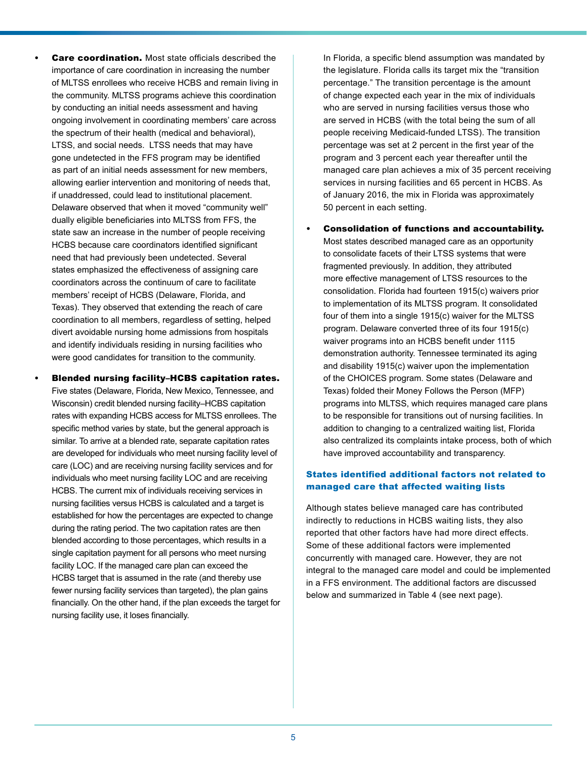- **Care coordination.** Most state officials described the importance of care coordination in increasing the number of MLTSS enrollees who receive HCBS and remain living in the community. MLTSS programs achieve this coordination by conducting an initial needs assessment and having ongoing involvement in coordinating members' care across the spectrum of their health (medical and behavioral), LTSS, and social needs. LTSS needs that may have gone undetected in the FFS program may be identified as part of an initial needs assessment for new members, allowing earlier intervention and monitoring of needs that, if unaddressed, could lead to institutional placement. Delaware observed that when it moved "community well" dually eligible beneficiaries into MLTSS from FFS, the state saw an increase in the number of people receiving HCBS because care coordinators identified significant need that had previously been undetected. Several states emphasized the effectiveness of assigning care coordinators across the continuum of care to facilitate members' receipt of HCBS (Delaware, Florida, and Texas). They observed that extending the reach of care coordination to all members, regardless of setting, helped divert avoidable nursing home admissions from hospitals and identify individuals residing in nursing facilities who were good candidates for transition to the community.

- **Blended nursing facility–HCBS capitation rates.** Five states (Delaware, Florida, New Mexico, Tennessee, and Wisconsin) credit blended nursing facility–HCBS capitation rates with expanding HCBS access for MLTSS enrollees. The specific method varies by state, but the general approach is similar. To arrive at a blended rate, separate capitation rates are developed for individuals who meet nursing facility level of care (LOC) and are receiving nursing facility services and for individuals who meet nursing facility LOC and are receiving HCBS. The current mix of individuals receiving services in nursing facilities versus HCBS is calculated and a target is established for how the percentages are expected to change during the rating period. The two capitation rates are then blended according to those percentages, which results in a single capitation payment for all persons who meet nursing facility LOC. If the managed care plan can exceed the HCBS target that is assumed in the rate (and thereby use fewer nursing facility services than targeted), the plan gains financially. On the other hand, if the plan exceeds the target for nursing facility use, it loses financially.

  In Florida, a specific blend assumption was mandated by the legislature. Florida calls its target mix the "transition percentage." The transition percentage is the amount of change expected each year in the mix of individuals who are served in nursing facilities versus those who are served in HCBS (with the total being the sum of all people receiving Medicaid-funded LTSS). The transition percentage was set at 2 percent in the first year of the program and 3 percent each year thereafter until the managed care plan achieves a mix of 35 percent receiving services in nursing facilities and 65 percent in HCBS. As of January 2016, the mix in Florida was approximately 50 percent in each setting.

- **Consolidation of functions and accountability.** Most states described managed care as an opportunity to consolidate facets of their LTSS systems that were fragmented previously. In addition, they attributed more effective management of LTSS resources to the consolidation. Florida had fourteen 1915(c) waivers prior to implementation of its MLTSS program. It consolidated four of them into a single 1915(c) waiver for the MLTSS program. Delaware converted three of its four 1915(c) waiver programs into an HCBS benefit under 1115 demonstration authority. Tennessee terminated its aging and disability 1915(c) waiver upon the implementation of the CHOICES program. Some states (Delaware and Texas) folded their Money Follows the Person (MFP) programs into MLTSS, which requires managed care plans to be responsible for transitions out of nursing facilities. In addition to changing to a centralized waiting list, Florida also centralized its complaints intake process, both of which have improved accountability and transparency.

### States identified additional factors not related to managed care that affected waiting lists

Although states believe managed care has contributed indirectly to reductions in HCBS waiting lists, they also reported that other factors have had more direct effects. Some of these additional factors were implemented concurrently with managed care. However, they are not integral to the managed care model and could be implemented in a FFS environment. The additional factors are discussed below and summarized in Table 4 (see next page).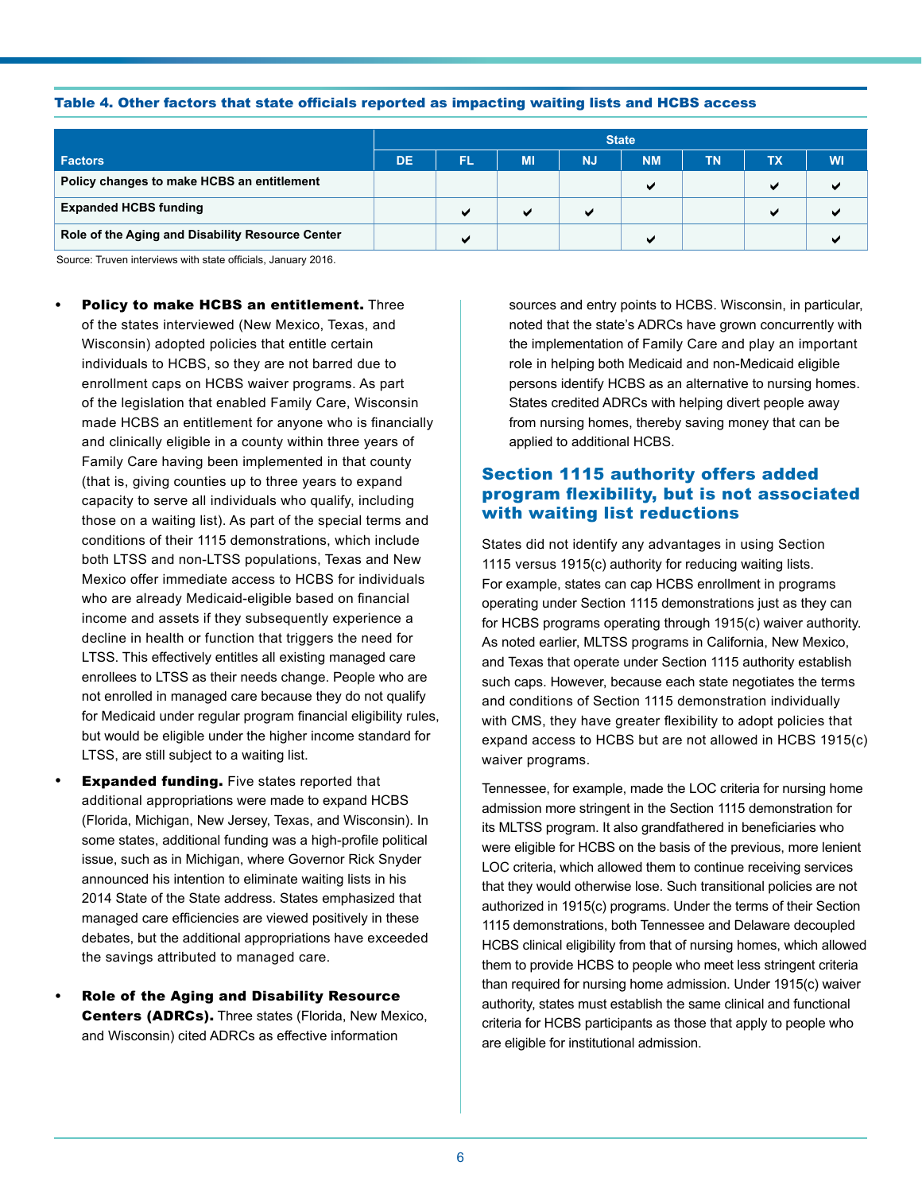**Table 4. Other factors that state officials reported as impacting waiting lists and HCBS access**

| Factors | State | | | | | | | |
|---|---|---|---|---|---|---|---|---|
| | DE | FL | MI | NJ | NM | TN | TX | WI |
| Policy changes to make HCBS an entitlement | | | | | ✔ | | ✔ | ✔ |
| Expanded HCBS funding | | ✔ | ✔ | ✔ | | | ✔ | ✔ |
| Role of the Aging and Disability Resource Center | | ✔ | | | ✔ | | | ✔ |

Source: Truven interviews with state officials, January 2016.

- **Policy to make HCBS an entitlement.** Three of the states interviewed (New Mexico, Texas, and Wisconsin) adopted policies that entitle certain individuals to HCBS, so they are not barred due to enrollment caps on HCBS waiver programs. As part of the legislation that enabled Family Care, Wisconsin made HCBS an entitlement for anyone who is financially and clinically eligible in a county within three years of Family Care having been implemented in that county (that is, giving counties up to three years to expand capacity to serve all individuals who qualify, including those on a waiting list). As part of the special terms and conditions of their 1115 demonstrations, which include both LTSS and non-LTSS populations, Texas and New Mexico offer immediate access to HCBS for individuals who are already Medicaid-eligible based on financial income and assets if they subsequently experience a decline in health or function that triggers the need for LTSS. This effectively entitles all existing managed care enrollees to LTSS as their needs change. People who are not enrolled in managed care because they do not qualify for Medicaid under regular program financial eligibility rules, but would be eligible under the higher income standard for LTSS, are still subject to a waiting list.
- **Expanded funding.** Five states reported that additional appropriations were made to expand HCBS (Florida, Michigan, New Jersey, Texas, and Wisconsin). In some states, additional funding was a high-profile political issue, such as in Michigan, where Governor Rick Snyder announced his intention to eliminate waiting lists in his 2014 State of the State address. States emphasized that managed care efficiencies are viewed positively in these debates, but the additional appropriations have exceeded the savings attributed to managed care.
- **Role of the Aging and Disability Resource Centers (ADRCs).** Three states (Florida, New Mexico, and Wisconsin) cited ADRCs as effective information sources and entry points to HCBS. Wisconsin, in particular, noted that the state's ADRCs have grown concurrently with the implementation of Family Care and play an important role in helping both Medicaid and non-Medicaid eligible persons identify HCBS as an alternative to nursing homes. States credited ADRCs with helping divert people away from nursing homes, thereby saving money that can be applied to additional HCBS.

## Section 1115 authority offers added program flexibility, but is not associated with waiting list reductions

States did not identify any advantages in using Section 1115 versus 1915(c) authority for reducing waiting lists. For example, states can cap HCBS enrollment in programs operating under Section 1115 demonstrations just as they can for HCBS programs operating through 1915(c) waiver authority. As noted earlier, MLTSS programs in California, New Mexico, and Texas that operate under Section 1115 authority establish such caps. However, because each state negotiates the terms and conditions of Section 1115 demonstration individually with CMS, they have greater flexibility to adopt policies that expand access to HCBS but are not allowed in HCBS 1915(c) waiver programs.

Tennessee, for example, made the LOC criteria for nursing home admission more stringent in the Section 1115 demonstration for its MLTSS program. It also grandfathered in beneficiaries who were eligible for HCBS on the basis of the previous, more lenient LOC criteria, which allowed them to continue receiving services that they would otherwise lose. Such transitional policies are not authorized in 1915(c) programs. Under the terms of their Section 1115 demonstrations, both Tennessee and Delaware decoupled HCBS clinical eligibility from that of nursing homes, which allowed them to provide HCBS to people who meet less stringent criteria than required for nursing home admission. Under 1915(c) waiver authority, states must establish the same clinical and functional criteria for HCBS participants as those that apply to people who are eligible for institutional admission.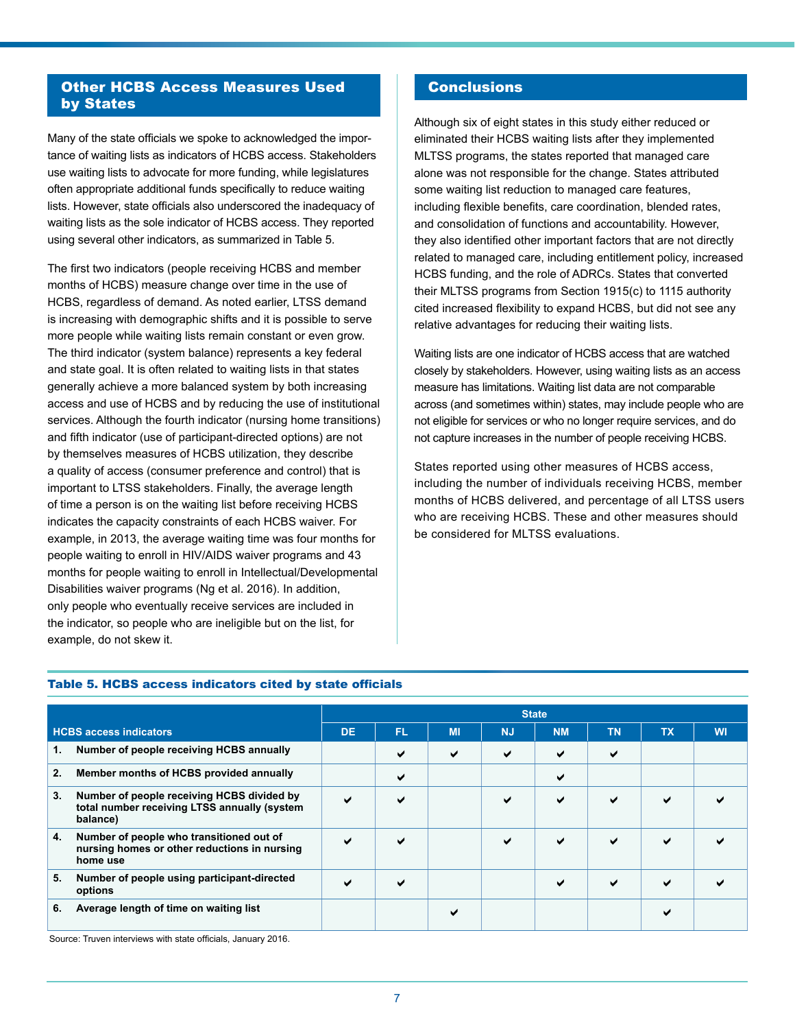## Other HCBS Access Measures Used by States

Many of the state officials we spoke to acknowledged the importance of waiting lists as indicators of HCBS access. Stakeholders use waiting lists to advocate for more funding, while legislatures often appropriate additional funds specifically to reduce waiting lists. However, state officials also underscored the inadequacy of waiting lists as the sole indicator of HCBS access. They reported using several other indicators, as summarized in Table 5.

The first two indicators (people receiving HCBS and member months of HCBS) measure change over time in the use of HCBS, regardless of demand. As noted earlier, LTSS demand is increasing with demographic shifts and it is possible to serve more people while waiting lists remain constant or even grow. The third indicator (system balance) represents a key federal and state goal. It is often related to waiting lists in that states generally achieve a more balanced system by both increasing access and use of HCBS and by reducing the use of institutional services. Although the fourth indicator (nursing home transitions) and fifth indicator (use of participant-directed options) are not by themselves measures of HCBS utilization, they describe a quality of access (consumer preference and control) that is important to LTSS stakeholders. Finally, the average length of time a person is on the waiting list before receiving HCBS indicates the capacity constraints of each HCBS waiver. For example, in 2013, the average waiting time was four months for people waiting to enroll in HIV/AIDS waiver programs and 43 months for people waiting to enroll in Intellectual/Developmental Disabilities waiver programs (Ng et al. 2016). In addition, only people who eventually receive services are included in the indicator, so people who are ineligible but on the list, for example, do not skew it.

## Conclusions

Although six of eight states in this study either reduced or eliminated their HCBS waiting lists after they implemented MLTSS programs, the states reported that managed care alone was not responsible for the change. States attributed some waiting list reduction to managed care features, including flexible benefits, care coordination, blended rates, and consolidation of functions and accountability. However, they also identified other important factors that are not directly related to managed care, including entitlement policy, increased HCBS funding, and the role of ADRCs. States that converted their MLTSS programs from Section 1915(c) to 1115 authority cited increased flexibility to expand HCBS, but did not see any relative advantages for reducing their waiting lists.

Waiting lists are one indicator of HCBS access that are watched closely by stakeholders. However, using waiting lists as an access measure has limitations. Waiting list data are not comparable across (and sometimes within) states, may include people who are not eligible for services or who no longer require services, and do not capture increases in the number of people receiving HCBS.

States reported using other measures of HCBS access, including the number of individuals receiving HCBS, member months of HCBS delivered, and percentage of all LTSS users who are receiving HCBS. These and other measures should be considered for MLTSS evaluations.

**Table 5. HCBS access indicators cited by state officials**

| HCBS access indicators | State | | | | | | | |
|---|---|---|---|---|---|---|---|---|
| | DE | FL | MI | NJ | NM | TN | TX | WI |
| 1. Number of people receiving HCBS annually | | ✔ | ✔ | ✔ | ✔ | ✔ | | |
| 2. Member months of HCBS provided annually | | ✔ | | | ✔ | | | |
| 3. Number of people receiving HCBS divided by total number receiving LTSS annually (system balance) | ✔ | ✔ | | ✔ | ✔ | ✔ | ✔ | ✔ |
| 4. Number of people who transitioned out of nursing homes or other reductions in nursing home use | ✔ | ✔ | | ✔ | ✔ | ✔ | ✔ | ✔ |
| 5. Number of people using participant-directed options | ✔ | ✔ | | | ✔ | ✔ | ✔ | ✔ |
| 6. Average length of time on waiting list | | | ✔ | | | | ✔ | |

Source: Truven interviews with state officials, January 2016.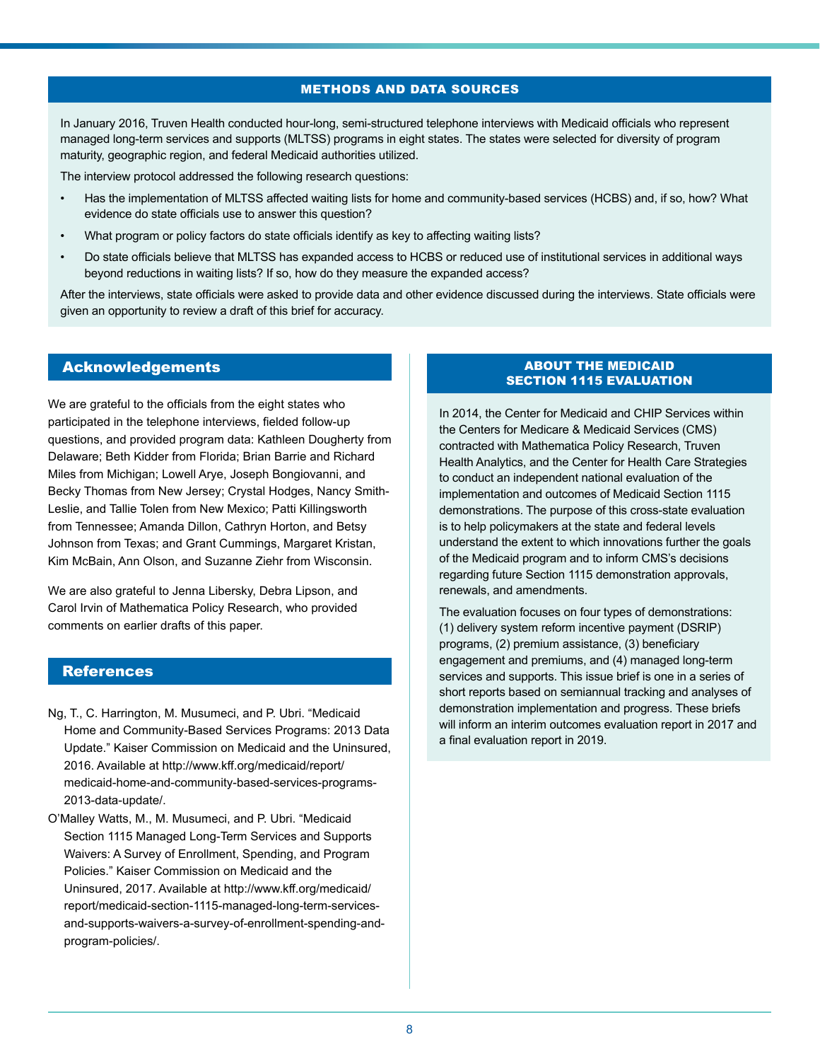## METHODS AND DATA SOURCES

In January 2016, Truven Health conducted hour-long, semi-structured telephone interviews with Medicaid officials who represent managed long-term services and supports (MLTSS) programs in eight states. The states were selected for diversity of program maturity, geographic region, and federal Medicaid authorities utilized.

The interview protocol addressed the following research questions:

- Has the implementation of MLTSS affected waiting lists for home and community-based services (HCBS) and, if so, how? What evidence do state officials use to answer this question?
- What program or policy factors do state officials identify as key to affecting waiting lists?
- Do state officials believe that MLTSS has expanded access to HCBS or reduced use of institutional services in additional ways beyond reductions in waiting lists? If so, how do they measure the expanded access?

After the interviews, state officials were asked to provide data and other evidence discussed during the interviews. State officials were given an opportunity to review a draft of this brief for accuracy.

## Acknowledgements

We are grateful to the officials from the eight states who participated in the telephone interviews, fielded follow-up questions, and provided program data: Kathleen Dougherty from Delaware; Beth Kidder from Florida; Brian Barrie and Richard Miles from Michigan; Lowell Arye, Joseph Bongiovanni, and Becky Thomas from New Jersey; Crystal Hodges, Nancy Smith-Leslie, and Tallie Tolen from New Mexico; Patti Killingsworth from Tennessee; Amanda Dillon, Cathryn Horton, and Betsy Johnson from Texas; and Grant Cummings, Margaret Kristan, Kim McBain, Ann Olson, and Suzanne Ziehr from Wisconsin.

We are also grateful to Jenna Libersky, Debra Lipson, and Carol Irvin of Mathematica Policy Research, who provided comments on earlier drafts of this paper.

## References

Ng, T., C. Harrington, M. Musumeci, and P. Ubri. “Medicaid Home and Community-Based Services Programs: 2013 Data Update.” Kaiser Commission on Medicaid and the Uninsured, 2016. Available at http://www.kff.org/medicaid/report/medicaid-home-and-community-based-services-programs-2013-data-update/.

O’Malley Watts, M., M. Musumeci, and P. Ubri. “Medicaid Section 1115 Managed Long-Term Services and Supports Waivers: A Survey of Enrollment, Spending, and Program Policies.” Kaiser Commission on Medicaid and the Uninsured, 2017. Available at http://www.kff.org/medicaid/report/medicaid-section-1115-managed-long-term-services-and-supports-waivers-a-survey-of-enrollment-spending-and-program-policies/.

## ABOUT THE MEDICAID SECTION 1115 EVALUATION

In 2014, the Center for Medicaid and CHIP Services within the Centers for Medicare & Medicaid Services (CMS) contracted with Mathematica Policy Research, Truven Health Analytics, and the Center for Health Care Strategies to conduct an independent national evaluation of the implementation and outcomes of Medicaid Section 1115 demonstrations. The purpose of this cross-state evaluation is to help policymakers at the state and federal levels understand the extent to which innovations further the goals of the Medicaid program and to inform CMS’s decisions regarding future Section 1115 demonstration approvals, renewals, and amendments.

The evaluation focuses on four types of demonstrations: (1) delivery system reform incentive payment (DSRIP) programs, (2) premium assistance, (3) beneficiary engagement and premiums, and (4) managed long-term services and supports. This issue brief is one in a series of short reports based on semiannual tracking and analyses of demonstration implementation and progress. These briefs will inform an interim outcomes evaluation report in 2017 and a final evaluation report in 2019.